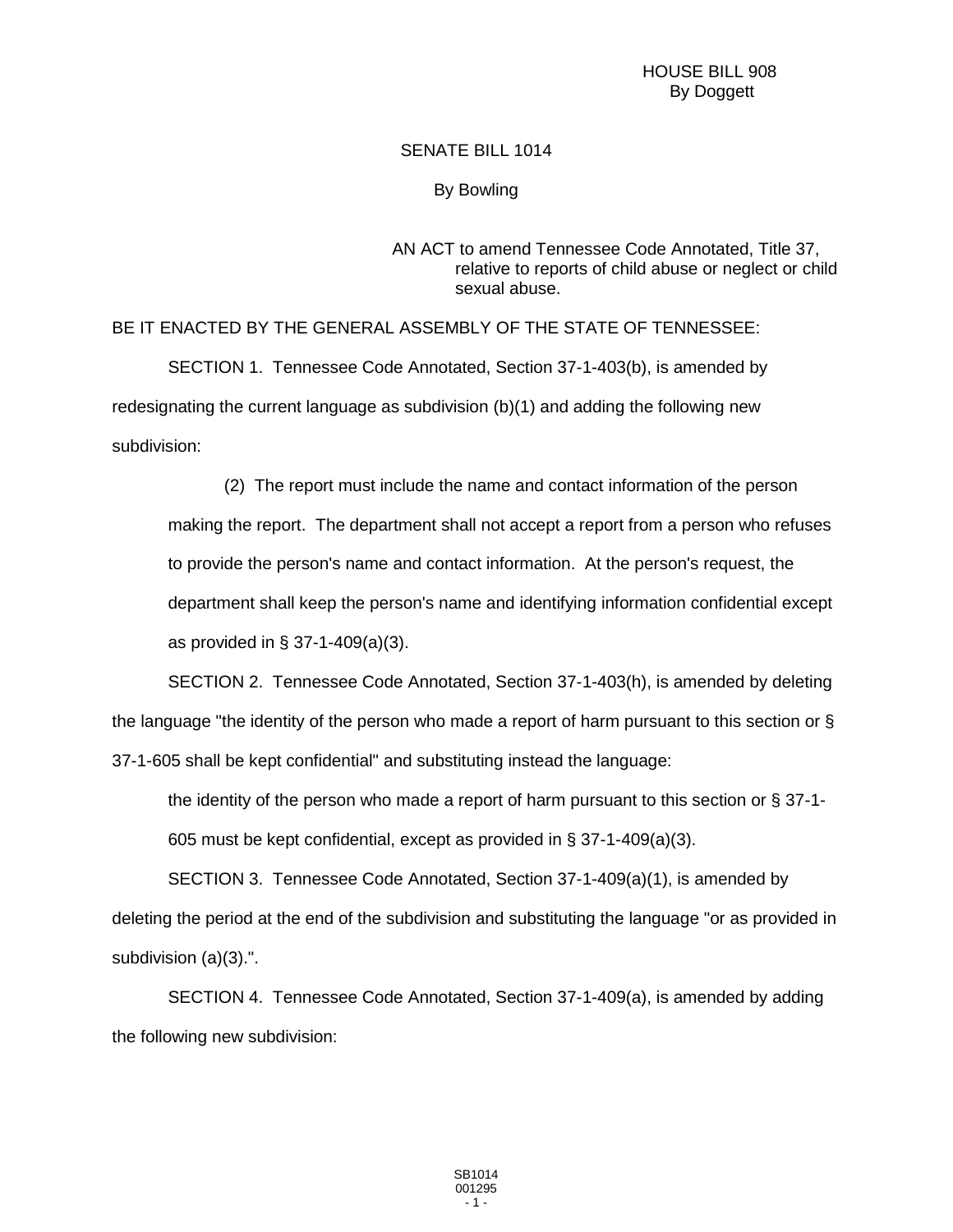HOUSE BILL 908
By Doggett

SENATE BILL 1014

By Bowling

AN ACT to amend Tennessee Code Annotated, Title 37, relative to reports of child abuse or neglect or child sexual abuse.

BE IT ENACTED BY THE GENERAL ASSEMBLY OF THE STATE OF TENNESSEE:

SECTION 1. Tennessee Code Annotated, Section 37-1-403(b), is amended by redesignating the current language as subdivision (b)(1) and adding the following new subdivision:

> (2) The report must include the name and contact information of the person making the report. The department shall not accept a report from a person who refuses to provide the person's name and contact information. At the person's request, the department shall keep the person's name and identifying information confidential except as provided in § 37-1-409(a)(3).

SECTION 2. Tennessee Code Annotated, Section 37-1-403(h), is amended by deleting the language "the identity of the person who made a report of harm pursuant to this section or § 37-1-605 shall be kept confidential" and substituting instead the language:

> the identity of the person who made a report of harm pursuant to this section or § 37-1-605 must be kept confidential, except as provided in § 37-1-409(a)(3).

SECTION 3. Tennessee Code Annotated, Section 37-1-409(a)(1), is amended by deleting the period at the end of the subdivision and substituting the language "or as provided in subdivision (a)(3).".

SECTION 4. Tennessee Code Annotated, Section 37-1-409(a), is amended by adding the following new subdivision: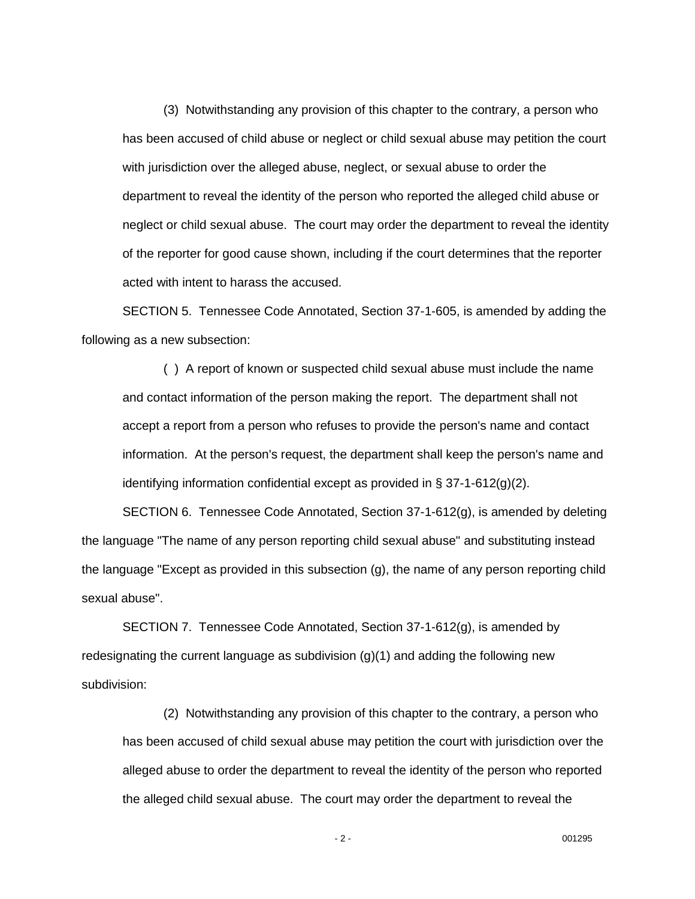(3) Notwithstanding any provision of this chapter to the contrary, a person who has been accused of child abuse or neglect or child sexual abuse may petition the court with jurisdiction over the alleged abuse, neglect, or sexual abuse to order the department to reveal the identity of the person who reported the alleged child abuse or neglect or child sexual abuse. The court may order the department to reveal the identity of the reporter for good cause shown, including if the court determines that the reporter acted with intent to harass the accused.

SECTION 5. Tennessee Code Annotated, Section 37-1-605, is amended by adding the following as a new subsection:

( ) A report of known or suspected child sexual abuse must include the name and contact information of the person making the report. The department shall not accept a report from a person who refuses to provide the person's name and contact information. At the person's request, the department shall keep the person's name and identifying information confidential except as provided in § 37-1-612(g)(2).

SECTION 6. Tennessee Code Annotated, Section 37-1-612(g), is amended by deleting the language "The name of any person reporting child sexual abuse" and substituting instead the language "Except as provided in this subsection (g), the name of any person reporting child sexual abuse".

SECTION 7. Tennessee Code Annotated, Section 37-1-612(g), is amended by redesignating the current language as subdivision (g)(1) and adding the following new subdivision:

(2) Notwithstanding any provision of this chapter to the contrary, a person who has been accused of child sexual abuse may petition the court with jurisdiction over the alleged abuse to order the department to reveal the identity of the person who reported the alleged child sexual abuse. The court may order the department to reveal the

001295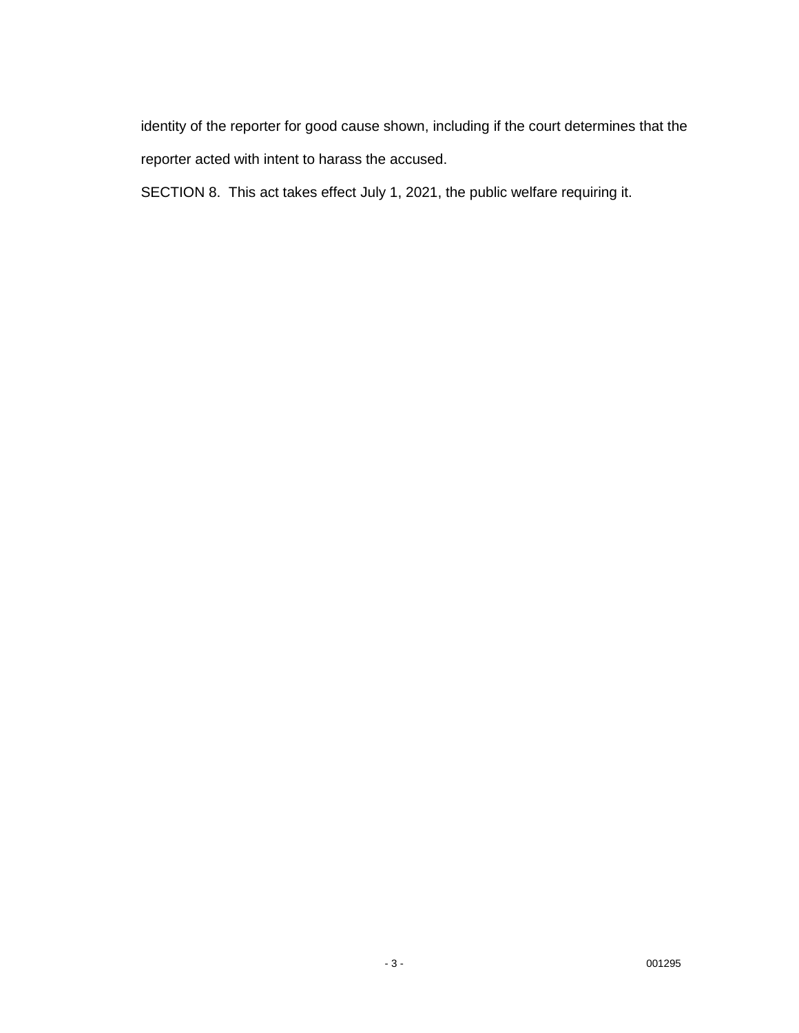identity of the reporter for good cause shown, including if the court determines that the reporter acted with intent to harass the accused.

SECTION 8. This act takes effect July 1, 2021, the public welfare requiring it.